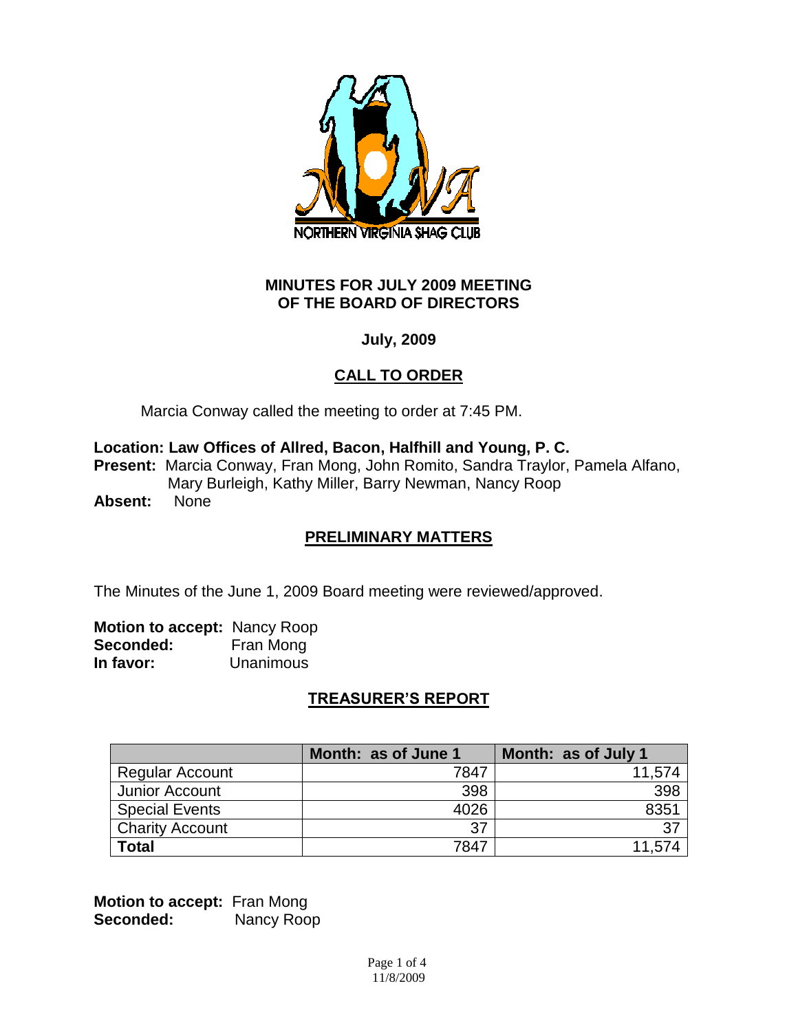# MINUTES FOR JULY 2009 MEETING OF THE BOARD OF DIRECTORS

**July, 2009**

## CALL TO ORDER

Marcia Conway called the meeting to order at 7:45 PM.

**Location: Law Offices of Allred, Bacon, Halfhill and Young, P. C.**
**Present:** Marcia Conway, Fran Mong, John Romito, Sandra Traylor, Pamela Alfano, Mary Burleigh, Kathy Miller, Barry Newman, Nancy Roop
**Absent:** None

## PRELIMINARY MATTERS

The Minutes of the June 1, 2009 Board meeting were reviewed/approved.

**Motion to accept:** Nancy Roop
**Seconded:** Fran Mong
**In favor:** Unanimous

## TREASURER'S REPORT

| | Month: as of June 1 | Month: as of July 1 |
|---|---|---|
| Regular Account | 7847 | 11,574 |
| Junior Account | 398 | 398 |
| Special Events | 4026 | 8351 |
| Charity Account | 37 | 37 |
| **Total** | 7847 | 11,574 |

**Motion to accept:** Fran Mong
**Seconded:** Nancy Roop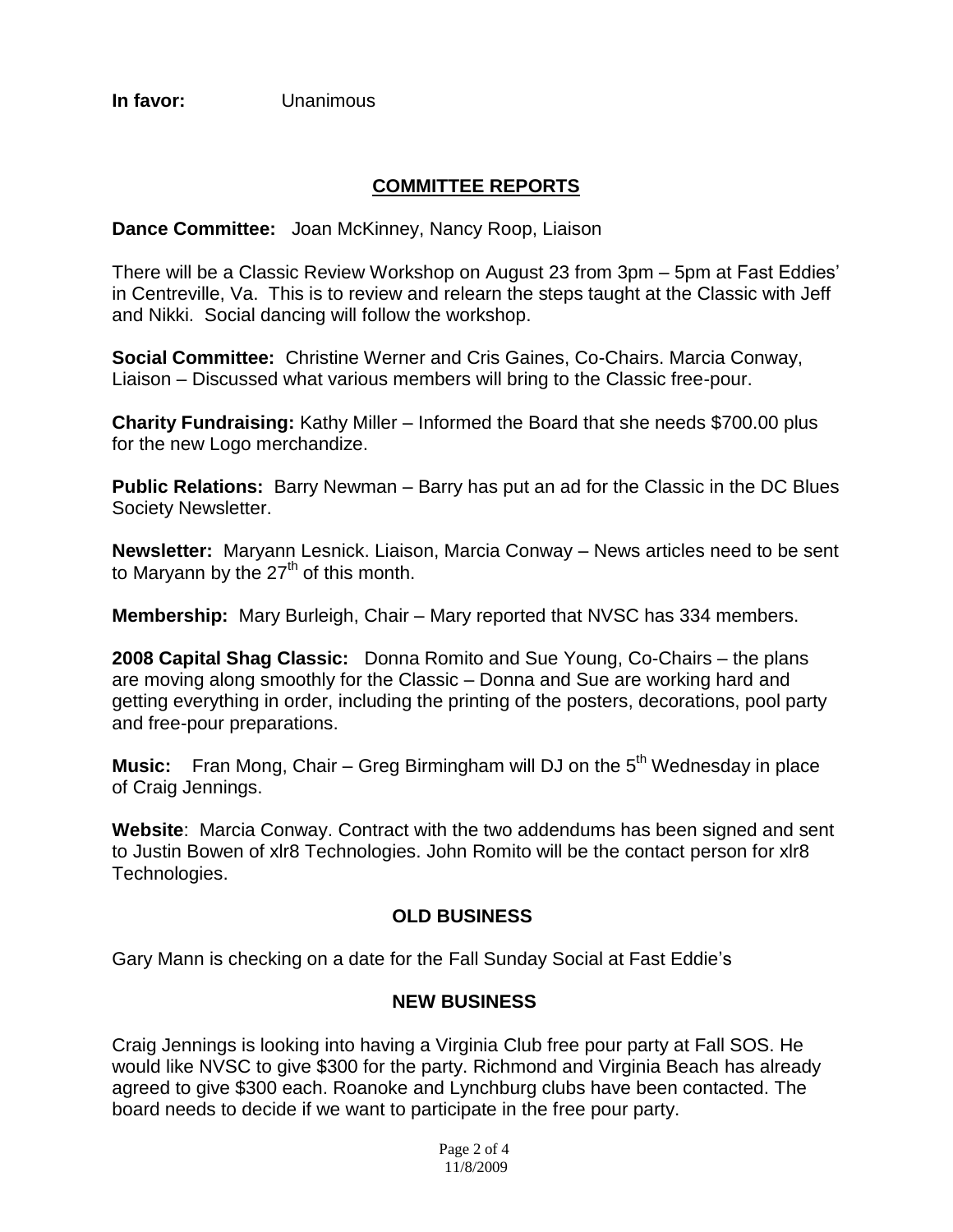**In favor:** Unanimous

## COMMITTEE REPORTS

**Dance Committee:** Joan McKinney, Nancy Roop, Liaison

There will be a Classic Review Workshop on August 23 from 3pm – 5pm at Fast Eddies' in Centreville, Va. This is to review and relearn the steps taught at the Classic with Jeff and Nikki. Social dancing will follow the workshop.

**Social Committee:** Christine Werner and Cris Gaines, Co-Chairs. Marcia Conway, Liaison – Discussed what various members will bring to the Classic free-pour.

**Charity Fundraising:** Kathy Miller – Informed the Board that she needs $700.00 plus for the new Logo merchandize.

**Public Relations:** Barry Newman – Barry has put an ad for the Classic in the DC Blues Society Newsletter.

**Newsletter:** Maryann Lesnick. Liaison, Marcia Conway – News articles need to be sent to Maryann by the 27th of this month.

**Membership:** Mary Burleigh, Chair – Mary reported that NVSC has 334 members.

**2008 Capital Shag Classic:** Donna Romito and Sue Young, Co-Chairs – the plans are moving along smoothly for the Classic – Donna and Sue are working hard and getting everything in order, including the printing of the posters, decorations, pool party and free-pour preparations.

**Music:** Fran Mong, Chair – Greg Birmingham will DJ on the 5th Wednesday in place of Craig Jennings.

**Website**: Marcia Conway. Contract with the two addendums has been signed and sent to Justin Bowen of xlr8 Technologies. John Romito will be the contact person for xlr8 Technologies.

## OLD BUSINESS

Gary Mann is checking on a date for the Fall Sunday Social at Fast Eddie's

## NEW BUSINESS

Craig Jennings is looking into having a Virginia Club free pour party at Fall SOS. He would like NVSC to give $300 for the party. Richmond and Virginia Beach has already agreed to give $300 each. Roanoke and Lynchburg clubs have been contacted. The board needs to decide if we want to participate in the free pour party.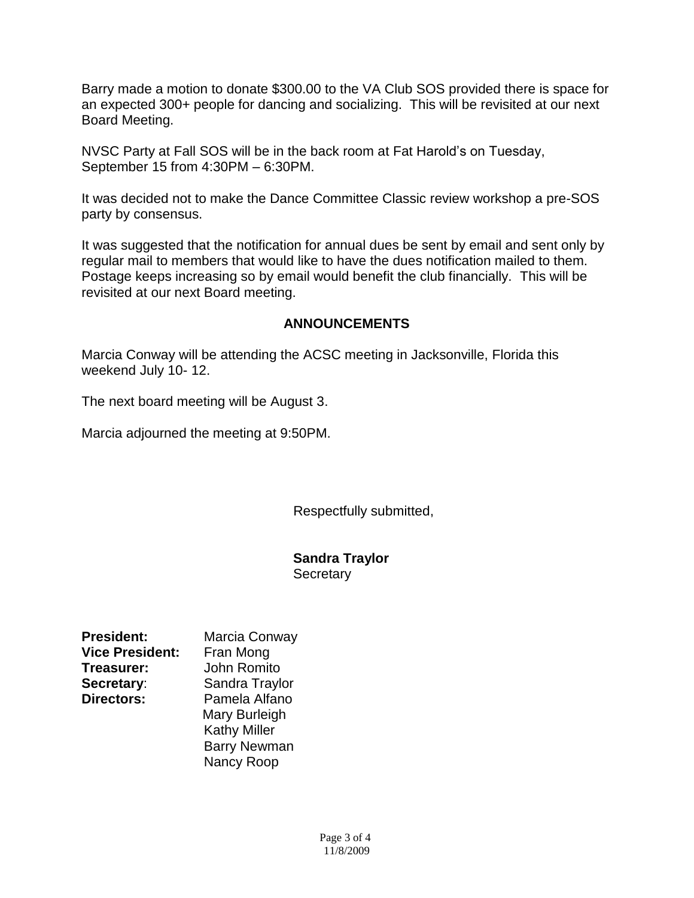Barry made a motion to donate $300.00 to the VA Club SOS provided there is space for an expected 300+ people for dancing and socializing. This will be revisited at our next Board Meeting.

NVSC Party at Fall SOS will be in the back room at Fat Harold's on Tuesday, September 15 from 4:30PM – 6:30PM.

It was decided not to make the Dance Committee Classic review workshop a pre-SOS party by consensus.

It was suggested that the notification for annual dues be sent by email and sent only by regular mail to members that would like to have the dues notification mailed to them. Postage keeps increasing so by email would benefit the club financially. This will be revisited at our next Board meeting.

## ANNOUNCEMENTS

Marcia Conway will be attending the ACSC meeting in Jacksonville, Florida this weekend July 10- 12.

The next board meeting will be August 3.

Marcia adjourned the meeting at 9:50PM.

Respectfully submitted,

**Sandra Traylor**
Secretary

**President:** Marcia Conway
**Vice President:** Fran Mong
**Treasurer:** John Romito
**Secretary**: Sandra Traylor
**Directors:** Pamela Alfano
Mary Burleigh
Kathy Miller
Barry Newman
Nancy Roop